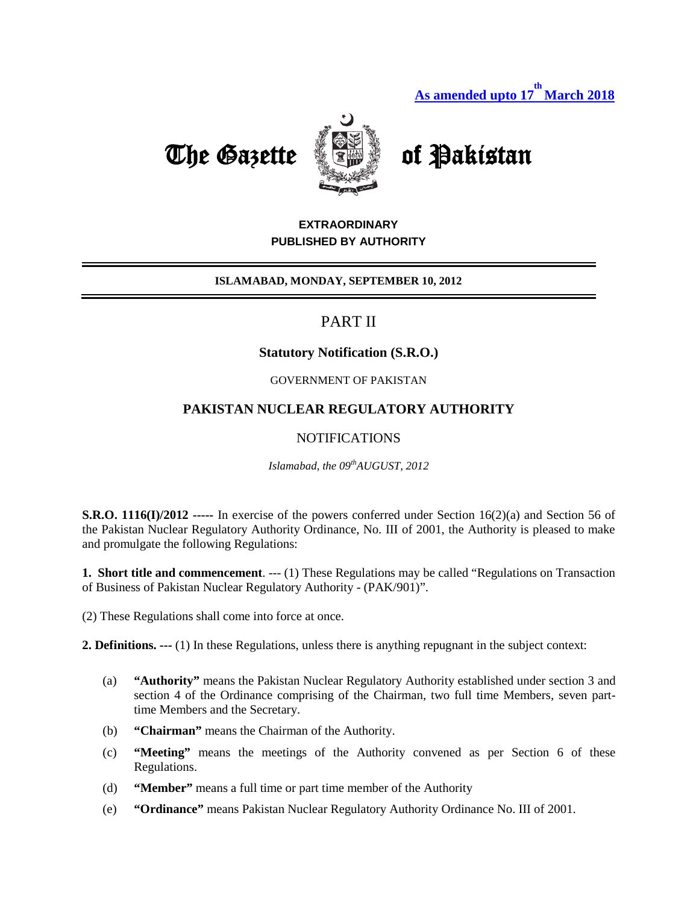**As amended upto 17th March 2018**

# The Gazette of Pakistan

**EXTRAORDINARY**
**PUBLISHED BY AUTHORITY**

**ISLAMABAD, MONDAY, SEPTEMBER 10, 2012**

## PART II

### Statutory Notification (S.R.O.)

GOVERNMENT OF PAKISTAN

### PAKISTAN NUCLEAR REGULATORY AUTHORITY

NOTIFICATIONS

*Islamabad, the 09th AUGUST, 2012*

**S.R.O. 1116(I)/2012 -----** In exercise of the powers conferred under Section 16(2)(a) and Section 56 of the Pakistan Nuclear Regulatory Authority Ordinance, No. III of 2001, the Authority is pleased to make and promulgate the following Regulations:

**1. Short title and commencement**. --- (1) These Regulations may be called "Regulations on Transaction of Business of Pakistan Nuclear Regulatory Authority - (PAK/901)".

(2) These Regulations shall come into force at once.

**2. Definitions. ---** (1) In these Regulations, unless there is anything repugnant in the subject context:

(a) **"Authority"** means the Pakistan Nuclear Regulatory Authority established under section 3 and section 4 of the Ordinance comprising of the Chairman, two full time Members, seven part-time Members and the Secretary.

(b) **"Chairman"** means the Chairman of the Authority.

(c) **"Meeting"** means the meetings of the Authority convened as per Section 6 of these Regulations.

(d) **"Member"** means a full time or part time member of the Authority

(e) **"Ordinance"** means Pakistan Nuclear Regulatory Authority Ordinance No. III of 2001.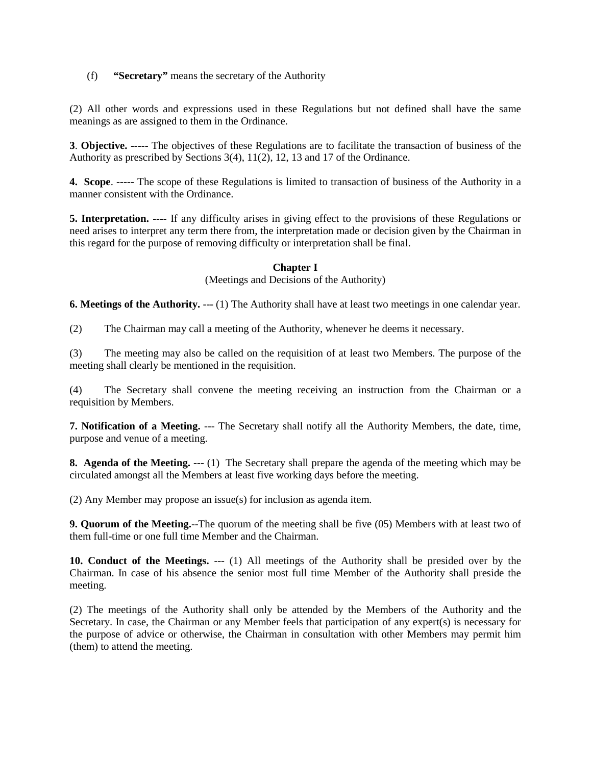(f) **"Secretary"** means the secretary of the Authority

(2) All other words and expressions used in these Regulations but not defined shall have the same meanings as are assigned to them in the Ordinance.

**3**. **Objective. -----** The objectives of these Regulations are to facilitate the transaction of business of the Authority as prescribed by Sections 3(4), 11(2), 12, 13 and 17 of the Ordinance.

**4. Scope**. **-----** The scope of these Regulations is limited to transaction of business of the Authority in a manner consistent with the Ordinance.

**5. Interpretation. ----** If any difficulty arises in giving effect to the provisions of these Regulations or need arises to interpret any term there from, the interpretation made or decision given by the Chairman in this regard for the purpose of removing difficulty or interpretation shall be final.

## Chapter I

(Meetings and Decisions of the Authority)

**6. Meetings of the Authority.** --- (1) The Authority shall have at least two meetings in one calendar year.

(2) The Chairman may call a meeting of the Authority, whenever he deems it necessary.

(3) The meeting may also be called on the requisition of at least two Members. The purpose of the meeting shall clearly be mentioned in the requisition.

(4) The Secretary shall convene the meeting receiving an instruction from the Chairman or a requisition by Members.

**7. Notification of a Meeting.** --- The Secretary shall notify all the Authority Members, the date, time, purpose and venue of a meeting.

**8. Agenda of the Meeting. ---** (1) The Secretary shall prepare the agenda of the meeting which may be circulated amongst all the Members at least five working days before the meeting.

(2) Any Member may propose an issue(s) for inclusion as agenda item.

**9. Quorum of the Meeting.**--The quorum of the meeting shall be five (05) Members with at least two of them full-time or one full time Member and the Chairman.

**10. Conduct of the Meetings.** --- (1) All meetings of the Authority shall be presided over by the Chairman. In case of his absence the senior most full time Member of the Authority shall preside the meeting.

(2) The meetings of the Authority shall only be attended by the Members of the Authority and the Secretary. In case, the Chairman or any Member feels that participation of any expert(s) is necessary for the purpose of advice or otherwise, the Chairman in consultation with other Members may permit him (them) to attend the meeting.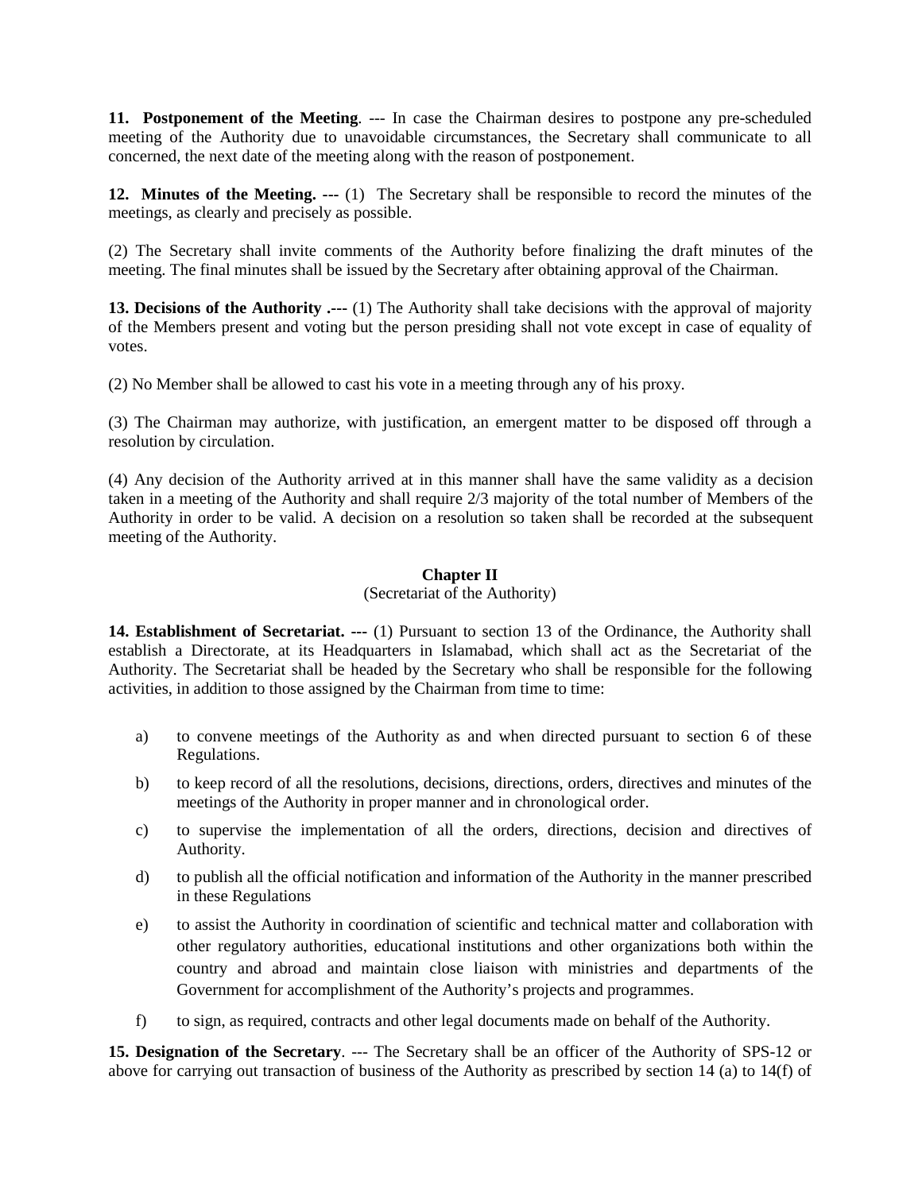**11. Postponement of the Meeting**. --- In case the Chairman desires to postpone any pre-scheduled meeting of the Authority due to unavoidable circumstances, the Secretary shall communicate to all concerned, the next date of the meeting along with the reason of postponement.

**12. Minutes of the Meeting. ---** (1) The Secretary shall be responsible to record the minutes of the meetings, as clearly and precisely as possible.

(2) The Secretary shall invite comments of the Authority before finalizing the draft minutes of the meeting. The final minutes shall be issued by the Secretary after obtaining approval of the Chairman.

**13. Decisions of the Authority .---** (1) The Authority shall take decisions with the approval of majority of the Members present and voting but the person presiding shall not vote except in case of equality of votes.

(2) No Member shall be allowed to cast his vote in a meeting through any of his proxy.

(3) The Chairman may authorize, with justification, an emergent matter to be disposed off through a resolution by circulation.

(4) Any decision of the Authority arrived at in this manner shall have the same validity as a decision taken in a meeting of the Authority and shall require 2/3 majority of the total number of Members of the Authority in order to be valid. A decision on a resolution so taken shall be recorded at the subsequent meeting of the Authority.

## Chapter II

(Secretariat of the Authority)

**14. Establishment of Secretariat. ---** (1) Pursuant to section 13 of the Ordinance, the Authority shall establish a Directorate, at its Headquarters in Islamabad, which shall act as the Secretariat of the Authority. The Secretariat shall be headed by the Secretary who shall be responsible for the following activities, in addition to those assigned by the Chairman from time to time:

a) to convene meetings of the Authority as and when directed pursuant to section 6 of these Regulations.

b) to keep record of all the resolutions, decisions, directions, orders, directives and minutes of the meetings of the Authority in proper manner and in chronological order.

c) to supervise the implementation of all the orders, directions, decision and directives of Authority.

d) to publish all the official notification and information of the Authority in the manner prescribed in these Regulations

e) to assist the Authority in coordination of scientific and technical matter and collaboration with other regulatory authorities, educational institutions and other organizations both within the country and abroad and maintain close liaison with ministries and departments of the Government for accomplishment of the Authority's projects and programmes.

f) to sign, as required, contracts and other legal documents made on behalf of the Authority.

**15. Designation of the Secretary**. --- The Secretary shall be an officer of the Authority of SPS-12 or above for carrying out transaction of business of the Authority as prescribed by section 14 (a) to 14(f) of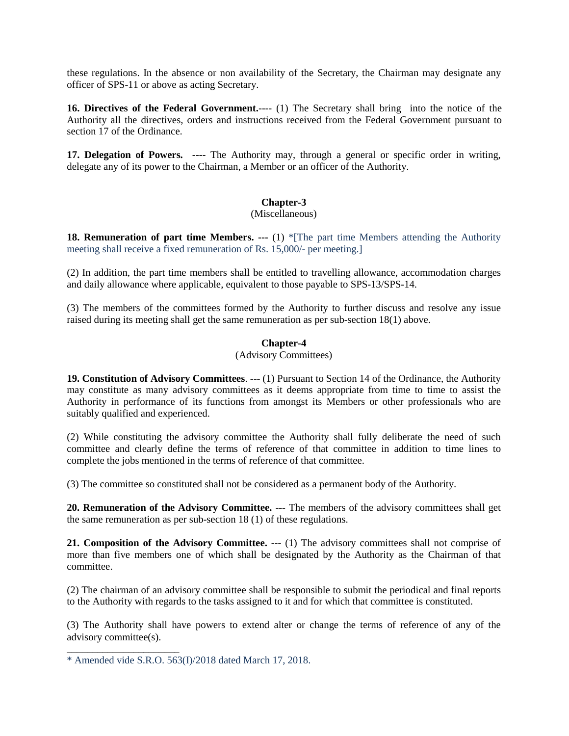these regulations. In the absence or non availability of the Secretary, the Chairman may designate any officer of SPS-11 or above as acting Secretary.

**16. Directives of the Federal Government.**---- (1) The Secretary shall bring into the notice of the Authority all the directives, orders and instructions received from the Federal Government pursuant to section 17 of the Ordinance.

**17. Delegation of Powers. ----** The Authority may, through a general or specific order in writing, delegate any of its power to the Chairman, a Member or an officer of the Authority.

## Chapter-3
(Miscellaneous)

**18. Remuneration of part time Members. ---** (1) *[The part time Members attending the Authority meeting shall receive a fixed remuneration of Rs. 15,000/- per meeting.]

(2) In addition, the part time members shall be entitled to travelling allowance, accommodation charges and daily allowance where applicable, equivalent to those payable to SPS-13/SPS-14.

(3) The members of the committees formed by the Authority to further discuss and resolve any issue raised during its meeting shall get the same remuneration as per sub-section 18(1) above.

## Chapter-4
(Advisory Committees)

**19. Constitution of Advisory Committees**. --- (1) Pursuant to Section 14 of the Ordinance, the Authority may constitute as many advisory committees as it deems appropriate from time to time to assist the Authority in performance of its functions from amongst its Members or other professionals who are suitably qualified and experienced.

(2) While constituting the advisory committee the Authority shall fully deliberate the need of such committee and clearly define the terms of reference of that committee in addition to time lines to complete the jobs mentioned in the terms of reference of that committee.

(3) The committee so constituted shall not be considered as a permanent body of the Authority.

**20. Remuneration of the Advisory Committee.** --- The members of the advisory committees shall get the same remuneration as per sub-section 18 (1) of these regulations.

**21. Composition of the Advisory Committee. ---** (1) The advisory committees shall not comprise of more than five members one of which shall be designated by the Authority as the Chairman of that committee.

(2) The chairman of an advisory committee shall be responsible to submit the periodical and final reports to the Authority with regards to the tasks assigned to it and for which that committee is constituted.

(3) The Authority shall have powers to extend alter or change the terms of reference of any of the advisory committee(s).

---

* Amended vide S.R.O. 563(I)/2018 dated March 17, 2018.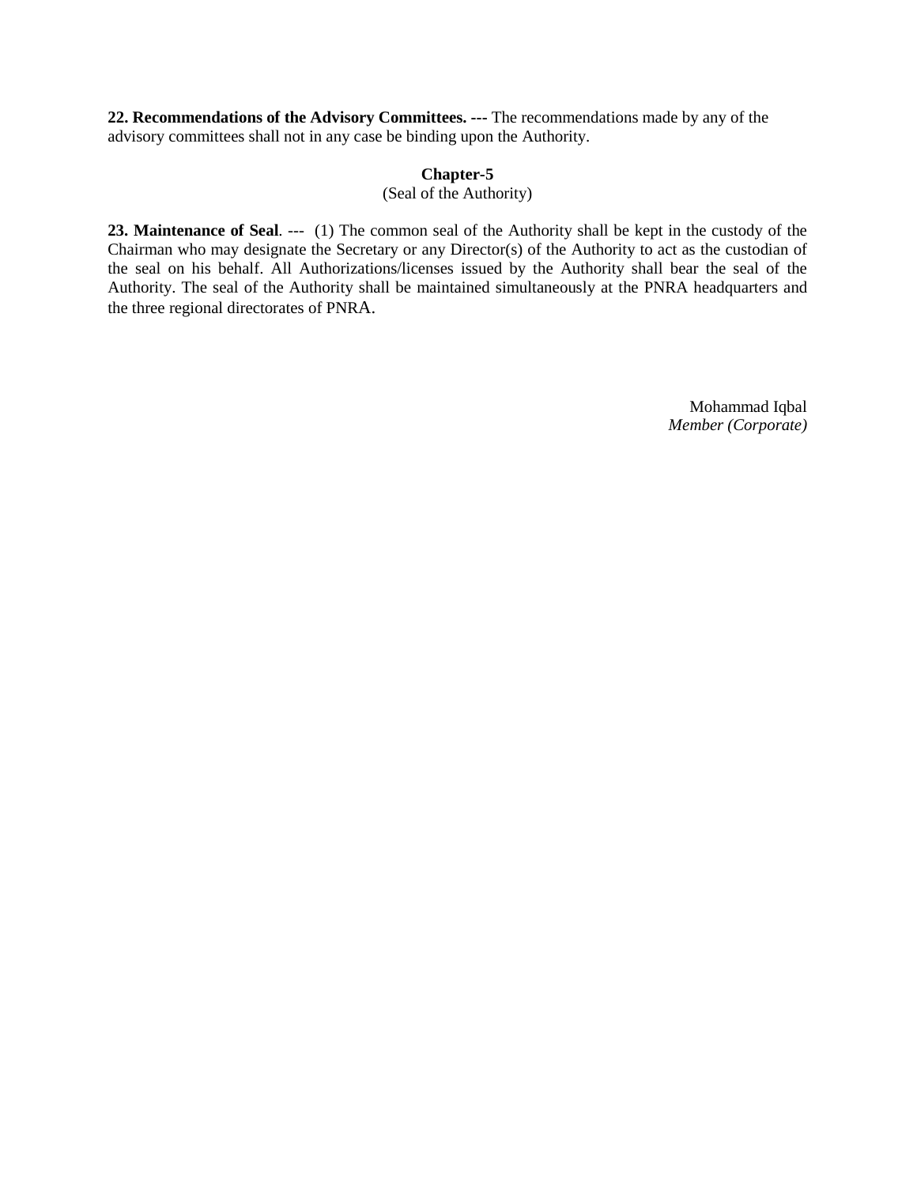**22. Recommendations of the Advisory Committees. ---** The recommendations made by any of the advisory committees shall not in any case be binding upon the Authority.

**Chapter-5**

(Seal of the Authority)

**23. Maintenance of Seal**. --- (1) The common seal of the Authority shall be kept in the custody of the Chairman who may designate the Secretary or any Director(s) of the Authority to act as the custodian of the seal on his behalf. All Authorizations/licenses issued by the Authority shall bear the seal of the Authority. The seal of the Authority shall be maintained simultaneously at the PNRA headquarters and the three regional directorates of PNRA.

Mohammad Iqbal
*Member (Corporate)*